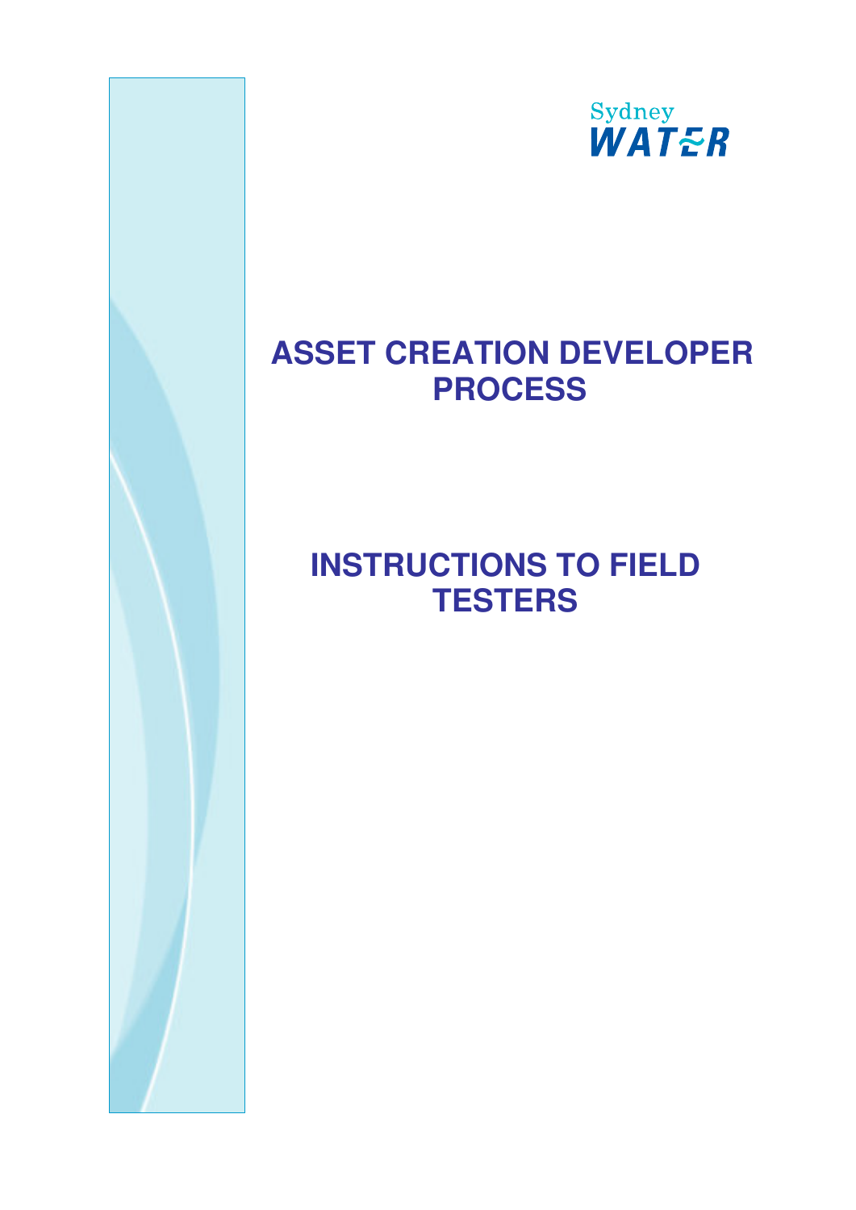Sydney WATER

# ASSET CREATION DEVELOPER PROCESS

# INSTRUCTIONS TO FIELD TESTERS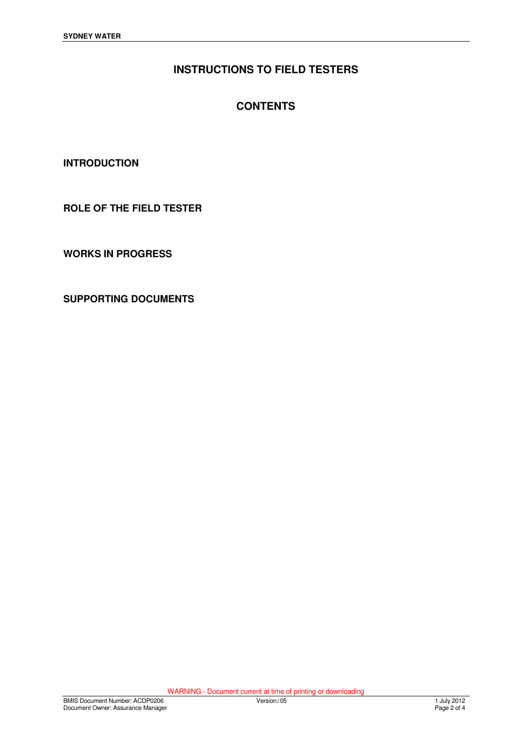# INSTRUCTIONS TO FIELD TESTERS

## CONTENTS

**INTRODUCTION**

**ROLE OF THE FIELD TESTER**

**WORKS IN PROGRESS**

**SUPPORTING DOCUMENTS**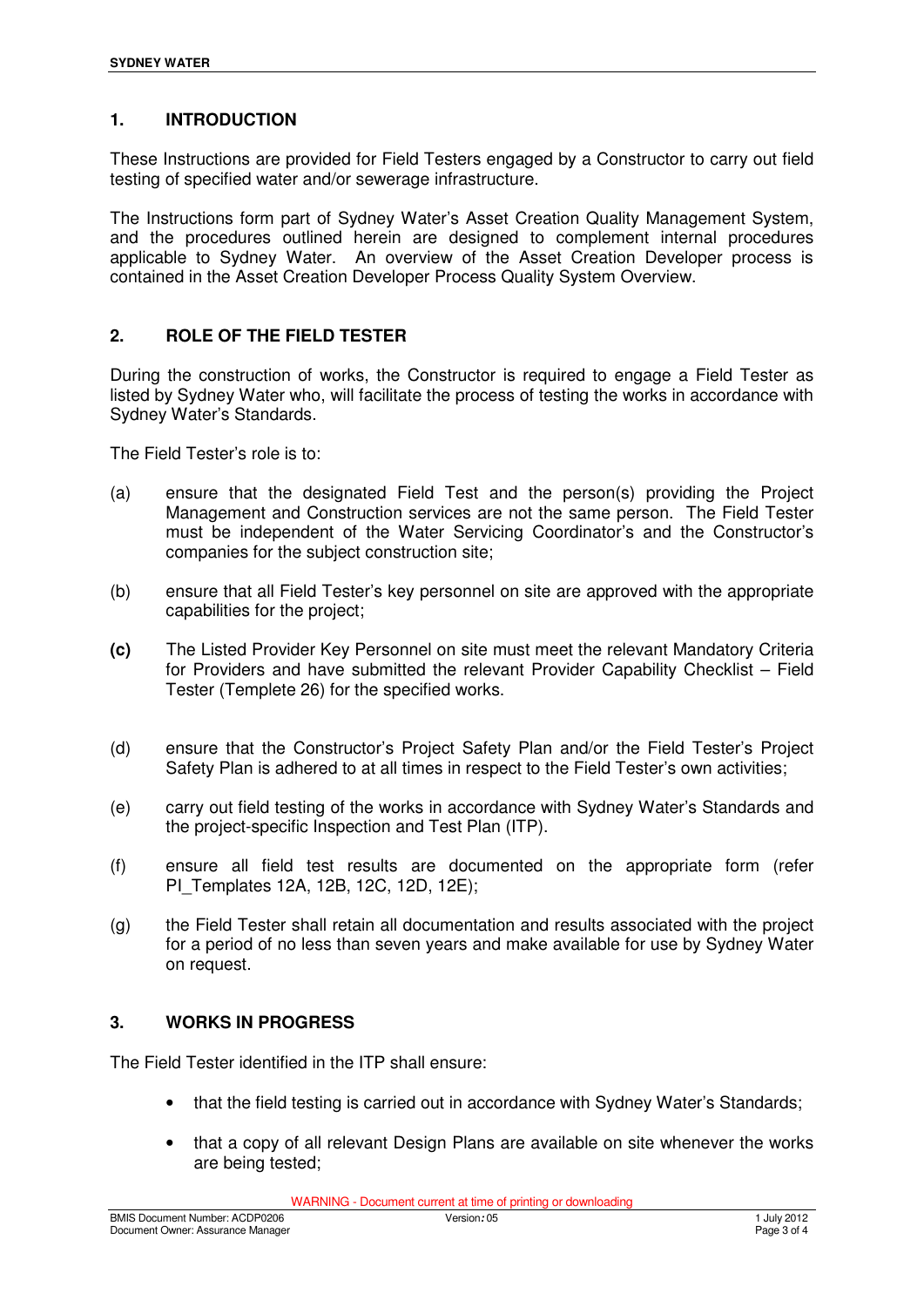## 1. INTRODUCTION

These Instructions are provided for Field Testers engaged by a Constructor to carry out field testing of specified water and/or sewerage infrastructure.

The Instructions form part of Sydney Water's Asset Creation Quality Management System, and the procedures outlined herein are designed to complement internal procedures applicable to Sydney Water. An overview of the Asset Creation Developer process is contained in the Asset Creation Developer Process Quality System Overview.

## 2. ROLE OF THE FIELD TESTER

During the construction of works, the Constructor is required to engage a Field Tester as listed by Sydney Water who, will facilitate the process of testing the works in accordance with Sydney Water's Standards.

The Field Tester's role is to:

(a) ensure that the designated Field Test and the person(s) providing the Project Management and Construction services are not the same person. The Field Tester must be independent of the Water Servicing Coordinator's and the Constructor's companies for the subject construction site;

(b) ensure that all Field Tester's key personnel on site are approved with the appropriate capabilities for the project;

**(c)** The Listed Provider Key Personnel on site must meet the relevant Mandatory Criteria for Providers and have submitted the relevant Provider Capability Checklist – Field Tester (Templete 26) for the specified works.

(d) ensure that the Constructor's Project Safety Plan and/or the Field Tester's Project Safety Plan is adhered to at all times in respect to the Field Tester's own activities;

(e) carry out field testing of the works in accordance with Sydney Water's Standards and the project-specific Inspection and Test Plan (ITP).

(f) ensure all field test results are documented on the appropriate form (refer PI_Templates 12A, 12B, 12C, 12D, 12E);

(g) the Field Tester shall retain all documentation and results associated with the project for a period of no less than seven years and make available for use by Sydney Water on request.

## 3. WORKS IN PROGRESS

The Field Tester identified in the ITP shall ensure:

- that the field testing is carried out in accordance with Sydney Water's Standards;
- that a copy of all relevant Design Plans are available on site whenever the works are being tested;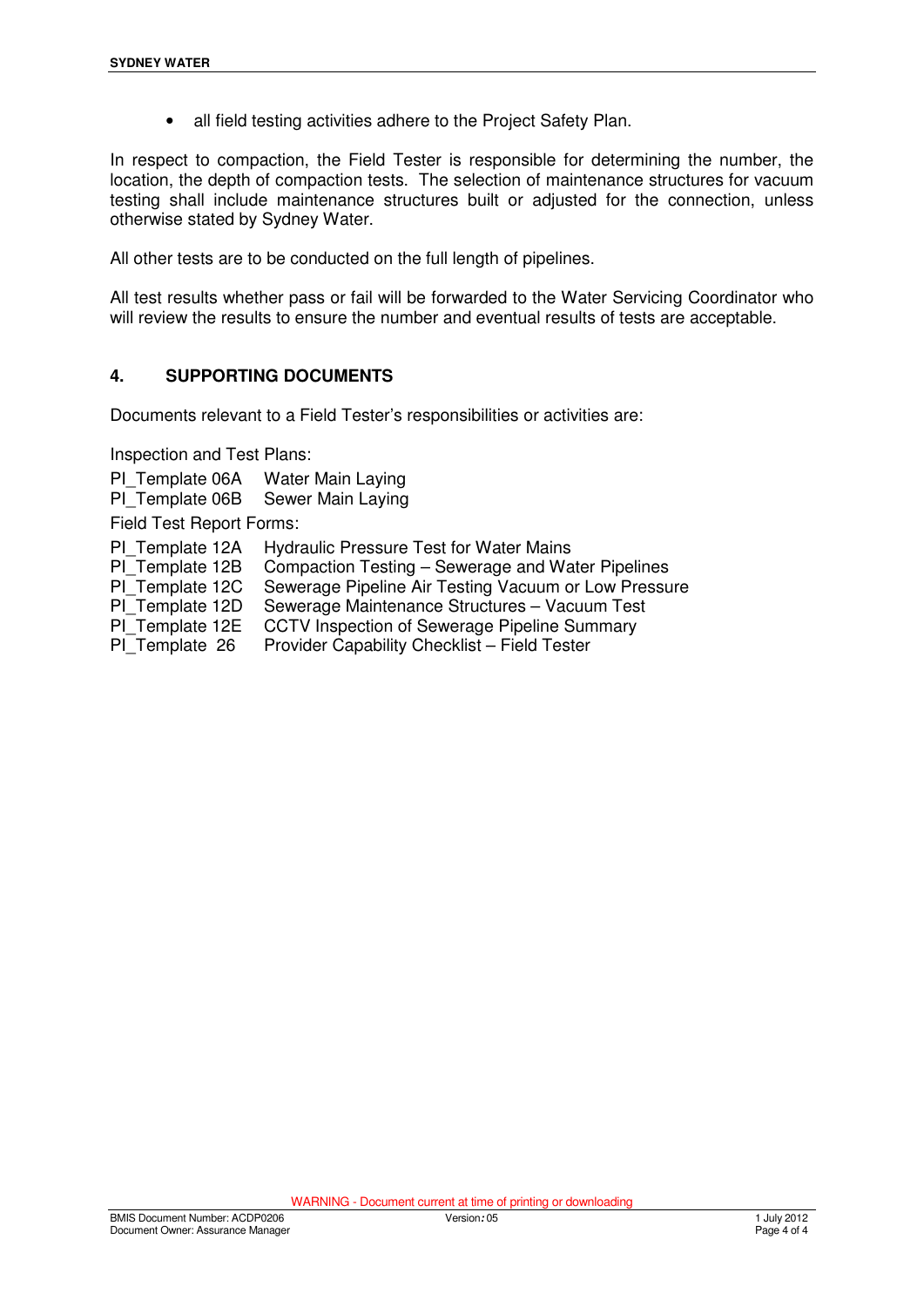- all field testing activities adhere to the Project Safety Plan.

In respect to compaction, the Field Tester is responsible for determining the number, the location, the depth of compaction tests. The selection of maintenance structures for vacuum testing shall include maintenance structures built or adjusted for the connection, unless otherwise stated by Sydney Water.

All other tests are to be conducted on the full length of pipelines.

All test results whether pass or fail will be forwarded to the Water Servicing Coordinator who will review the results to ensure the number and eventual results of tests are acceptable.

## 4. SUPPORTING DOCUMENTS

Documents relevant to a Field Tester's responsibilities or activities are:

Inspection and Test Plans:

| | |
|---|---|
| PI_Template 06A | Water Main Laying |
| PI_Template 06B | Sewer Main Laying |

Field Test Report Forms:

| | |
|---|---|
| PI_Template 12A | Hydraulic Pressure Test for Water Mains |
| PI_Template 12B | Compaction Testing – Sewerage and Water Pipelines |
| PI_Template 12C | Sewerage Pipeline Air Testing Vacuum or Low Pressure |
| PI_Template 12D | Sewerage Maintenance Structures – Vacuum Test |
| PI_Template 12E | CCTV Inspection of Sewerage Pipeline Summary |
| PI_Template 26 | Provider Capability Checklist – Field Tester |